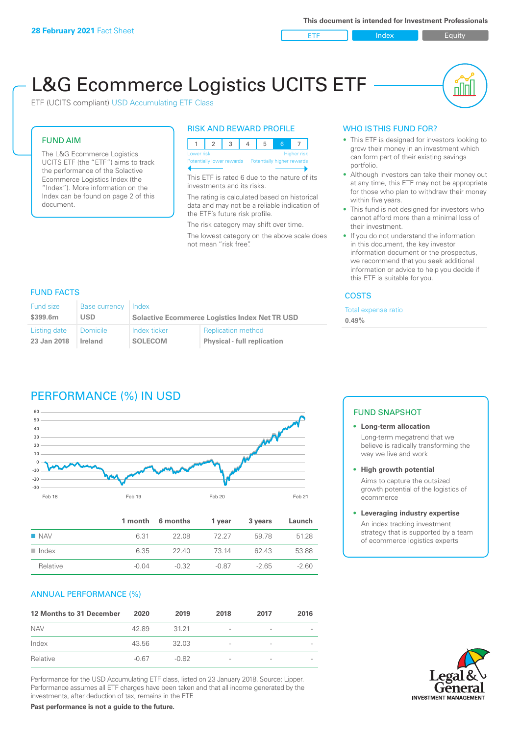**28 February 2021** Fact Sheet

This document is intended for Investment Professionals

ETF | Index | Equity

# L&G Ecommerce Logistics UCITS ETF

ETF (UCITS compliant) USD Accumulating ETF Class

## FUND AIM

The L&G Ecommerce Logistics UCITS ETF (the "ETF") aims to track the performance of the Solactive Ecommerce Logistics Index (the "Index"). More information on the Index can be found on page 2 of this document.

## RISK AND REWARD PROFILE

| 1 | 2 | 3 | 4 | 5 | 6 | 7 |
|---|---|---|---|---|---|---|

Lower risk — Higher risk
Potentially lower rewards — Potentially higher rewards

This ETF is rated 6 due to the nature of its investments and its risks.

The rating is calculated based on historical data and may not be a reliable indication of the ETF's future risk profile.

The risk category may shift over time.

The lowest category on the above scale does not mean "risk free".

## WHO IS THIS FUND FOR?

- This ETF is designed for investors looking to grow their money in an investment which can form part of their existing savings portfolio.
- Although investors can take their money out at any time, this ETF may not be appropriate for those who plan to withdraw their money within five years.
- This fund is not designed for investors who cannot afford more than a minimal loss of their investment.
- If you do not understand the information in this document, the key investor information document or the prospectus, we recommend that you seek additional information or advice to help you decide if this ETF is suitable for you.

## FUND FACTS

| Fund size | Base currency | Index | |
|---|---|---|---|
| **$399.6m** | **USD** | **Solactive Ecommerce Logistics Index Net TR USD** | |
| **Listing date** | **Domicile** | **Index ticker** | **Replication method** |
| **23 Jan 2018** | **Ireland** | **SOLECOM** | **Physical - full replication** |

## COSTS

Total expense ratio
**0.49%**

## PERFORMANCE (%) IN USD

| | 1 month | 6 months | 1 year | 3 years | Launch |
|---|---|---|---|---|---|
| NAV | 6.31 | 22.08 | 72.27 | 59.78 | 51.28 |
| Index | 6.35 | 22.40 | 73.14 | 62.43 | 53.88 |
| Relative | -0.04 | -0.32 | -0.87 | -2.65 | -2.60 |

## ANNUAL PERFORMANCE (%)

| 12 Months to 31 December | 2020 | 2019 | 2018 | 2017 | 2016 |
|---|---|---|---|---|---|
| NAV | 42.89 | 31.21 | - | - | - |
| Index | 43.56 | 32.03 | - | - | - |
| Relative | -0.67 | -0.82 | - | - | - |

Performance for the USD Accumulating ETF class, listed on 23 January 2018. Source: Lipper. Performance assumes all ETF charges have been taken and that all income generated by the investments, after deduction of tax, remains in the ETF.

**Past performance is not a guide to the future.**

## FUND SNAPSHOT

- **Long-term allocation**
  Long-term megatrend that we believe is radically transforming the way we live and work
- **High growth potential**
  Aims to capture the outsized growth potential of the logistics of ecommerce
- **Leveraging industry expertise**
  An index tracking investment strategy that is supported by a team of ecommerce logistics experts

Legal & General INVESTMENT MANAGEMENT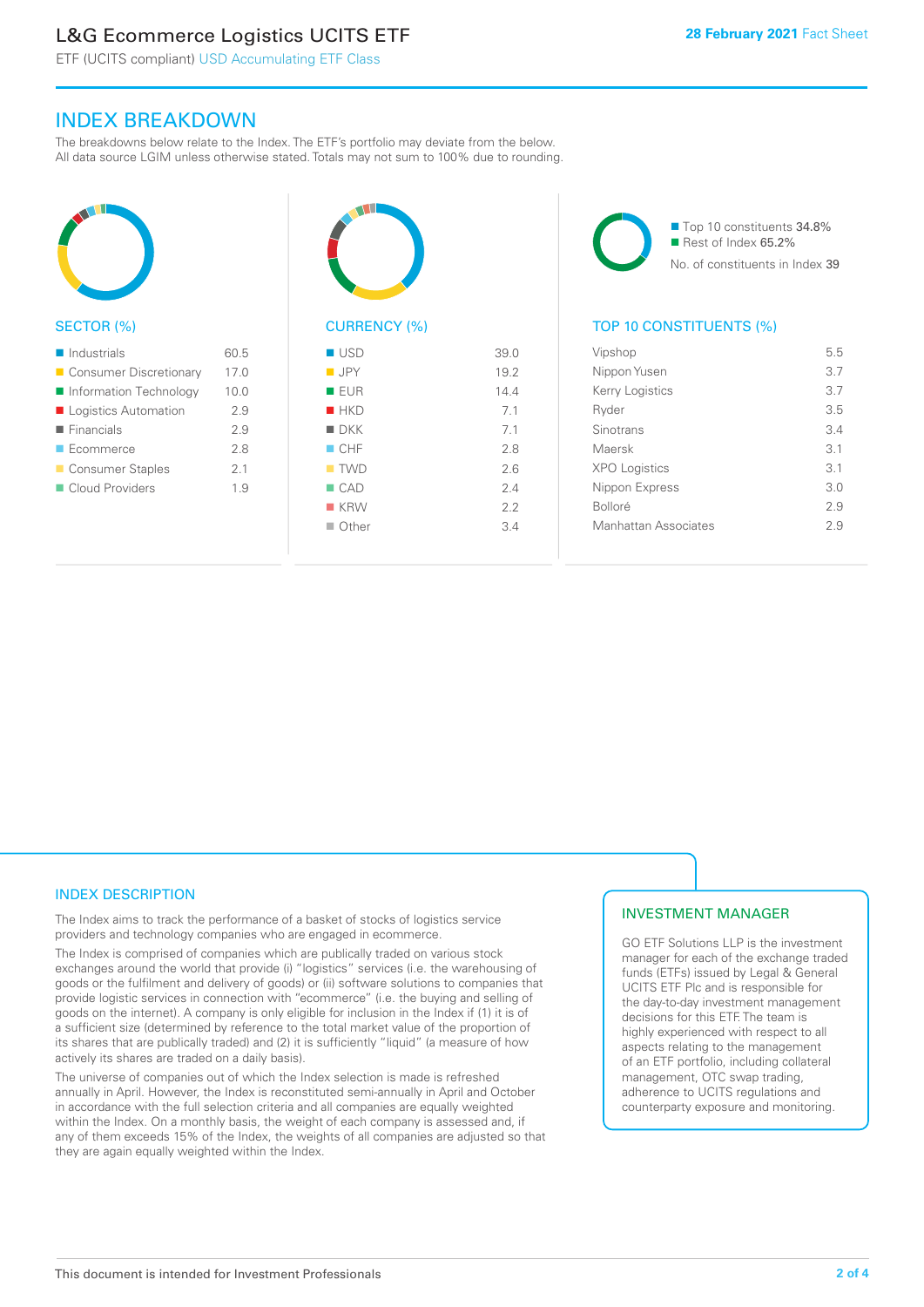# L&G Ecommerce Logistics UCITS ETF

ETF (UCITS compliant) USD Accumulating ETF Class

28 February 2021 Fact Sheet

## INDEX BREAKDOWN

The breakdowns below relate to the Index. The ETF's portfolio may deviate from the below. All data source LGIM unless otherwise stated. Totals may not sum to 100% due to rounding.

### SECTOR (%)

| Sector | % |
|---|---|
| Industrials | 60.5 |
| Consumer Discretionary | 17.0 |
| Information Technology | 10.0 |
| Logistics Automation | 2.9 |
| Financials | 2.9 |
| Ecommerce | 2.8 |
| Consumer Staples | 2.1 |
| Cloud Providers | 1.9 |

### CURRENCY (%)

| Currency | % |
|---|---|
| USD | 39.0 |
| JPY | 19.2 |
| EUR | 14.4 |
| HKD | 7.1 |
| DKK | 7.1 |
| CHF | 2.8 |
| TWD | 2.6 |
| CAD | 2.4 |
| KRW | 2.2 |
| Other | 3.4 |

- Top 10 constituents 34.8%
- Rest of Index 65.2%

No. of constituents in Index 39

### TOP 10 CONSTITUENTS (%)

| Constituent | % |
|---|---|
| Vipshop | 5.5 |
| Nippon Yusen | 3.7 |
| Kerry Logistics | 3.7 |
| Ryder | 3.5 |
| Sinotrans | 3.4 |
| Maersk | 3.1 |
| XPO Logistics | 3.1 |
| Nippon Express | 3.0 |
| Bolloré | 2.9 |
| Manhattan Associates | 2.9 |

## INDEX DESCRIPTION

The Index aims to track the performance of a basket of stocks of logistics service providers and technology companies who are engaged in ecommerce.

The Index is comprised of companies which are publically traded on various stock exchanges around the world that provide (i) "logistics" services (i.e. the warehousing of goods or the fulfilment and delivery of goods) or (ii) software solutions to companies that provide logistic services in connection with "ecommerce" (i.e. the buying and selling of goods on the internet). A company is only eligible for inclusion in the Index if (1) it is of a sufficient size (determined by reference to the total market value of the proportion of its shares that are publically traded) and (2) it is sufficiently "liquid" (a measure of how actively its shares are traded on a daily basis).

The universe of companies out of which the Index selection is made is refreshed annually in April. However, the Index is reconstituted semi-annually in April and October in accordance with the full selection criteria and all companies are equally weighted within the Index. On a monthly basis, the weight of each company is assessed and, if any of them exceeds 15% of the Index, the weights of all companies are adjusted so that they are again equally weighted within the Index.

## INVESTMENT MANAGER

GO ETF Solutions LLP is the investment manager for each of the exchange traded funds (ETFs) issued by Legal & General UCITS ETF Plc and is responsible for the day-to-day investment management decisions for this ETF. The team is highly experienced with respect to all aspects relating to the management of an ETF portfolio, including collateral management, OTC swap trading, adherence to UCITS regulations and counterparty exposure and monitoring.

This document is intended for Investment Professionals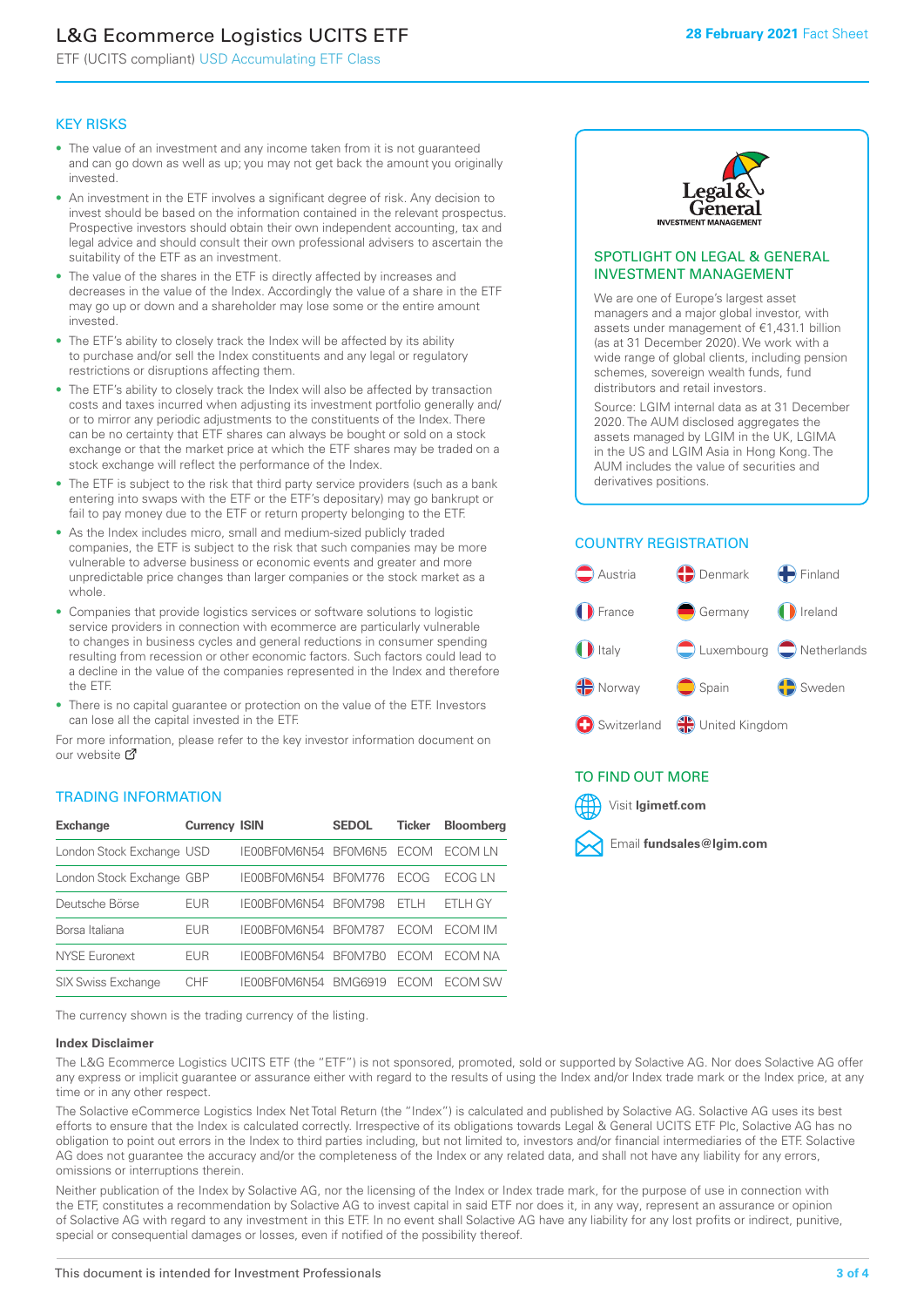# L&G Ecommerce Logistics UCITS ETF

ETF (UCITS compliant) USD Accumulating ETF Class

28 February 2021 Fact Sheet

## KEY RISKS

- The value of an investment and any income taken from it is not guaranteed and can go down as well as up; you may not get back the amount you originally invested.
- An investment in the ETF involves a significant degree of risk. Any decision to invest should be based on the information contained in the relevant prospectus. Prospective investors should obtain their own independent accounting, tax and legal advice and should consult their own professional advisers to ascertain the suitability of the ETF as an investment.
- The value of the shares in the ETF is directly affected by increases and decreases in the value of the Index. Accordingly the value of a share in the ETF may go up or down and a shareholder may lose some or the entire amount invested.
- The ETF's ability to closely track the Index will be affected by its ability to purchase and/or sell the Index constituents and any legal or regulatory restrictions or disruptions affecting them.
- The ETF's ability to closely track the Index will also be affected by transaction costs and taxes incurred when adjusting its investment portfolio generally and/or to mirror any periodic adjustments to the constituents of the Index. There can be no certainty that ETF shares can always be bought or sold on a stock exchange or that the market price at which the ETF shares may be traded on a stock exchange will reflect the performance of the Index.
- The ETF is subject to the risk that third party service providers (such as a bank entering into swaps with the ETF or the ETF's depositary) may go bankrupt or fail to pay money due to the ETF or return property belonging to the ETF.
- As the Index includes micro, small and medium-sized publicly traded companies, the ETF is subject to the risk that such companies may be more vulnerable to adverse business or economic events and greater and more unpredictable price changes than larger companies or the stock market as a whole.
- Companies that provide logistics services or software solutions to logistic service providers in connection with ecommerce are particularly vulnerable to changes in business cycles and general reductions in consumer spending resulting from recession or other economic factors. Such factors could lead to a decline in the value of the companies represented in the Index and therefore the ETF.
- There is no capital guarantee or protection on the value of the ETF. Investors can lose all the capital invested in the ETF.

For more information, please refer to the key investor information document on our website

## SPOTLIGHT ON LEGAL & GENERAL INVESTMENT MANAGEMENT

We are one of Europe's largest asset managers and a major global investor, with assets under management of €1,431.1 billion (as at 31 December 2020). We work with a wide range of global clients, including pension schemes, sovereign wealth funds, fund distributors and retail investors.

Source: LGIM internal data as at 31 December 2020. The AUM disclosed aggregates the assets managed by LGIM in the UK, LGIMA in the US and LGIM Asia in Hong Kong. The AUM includes the value of securities and derivatives positions.

## COUNTRY REGISTRATION

Austria, Denmark, Finland, France, Germany, Ireland, Italy, Luxembourg, Netherlands, Norway, Spain, Sweden, Switzerland, United Kingdom

## TO FIND OUT MORE

Visit **lgimetf.com**

Email **fundsales@lgim.com**

## TRADING INFORMATION

| Exchange | Currency | ISIN | SEDOL | Ticker | Bloomberg |
|---|---|---|---|---|---|
| London Stock Exchange | USD | IE00BF0M6N54 | BF0M6N5 | ECOM | ECOM LN |
| London Stock Exchange | GBP | IE00BF0M6N54 | BF0M776 | ECOG | ECOG LN |
| Deutsche Börse | EUR | IE00BF0M6N54 | BF0M798 | ETLH | ETLH GY |
| Borsa Italiana | EUR | IE00BF0M6N54 | BF0M787 | ECOM | ECOM IM |
| NYSE Euronext | EUR | IE00BF0M6N54 | BF0M7B0 | ECOM | ECOM NA |
| SIX Swiss Exchange | CHF | IE00BF0M6N54 | BMG6919 | ECOM | ECOM SW |

The currency shown is the trading currency of the listing.

**Index Disclaimer**

The L&G Ecommerce Logistics UCITS ETF (the "ETF") is not sponsored, promoted, sold or supported by Solactive AG. Nor does Solactive AG offer any express or implicit guarantee or assurance either with regard to the results of using the Index and/or Index trade mark or the Index price, at any time or in any other respect.

The Solactive eCommerce Logistics Index Net Total Return (the "Index") is calculated and published by Solactive AG. Solactive AG uses its best efforts to ensure that the Index is calculated correctly. Irrespective of its obligations towards Legal & General UCITS ETF Plc, Solactive AG has no obligation to point out errors in the Index to third parties including, but not limited to, investors and/or financial intermediaries of the ETF. Solactive AG does not guarantee the accuracy and/or the completeness of the Index or any related data, and shall not have any liability for any errors, omissions or interruptions therein.

Neither publication of the Index by Solactive AG, nor the licensing of the Index or Index trade mark, for the purpose of use in connection with the ETF, constitutes a recommendation by Solactive AG to invest capital in said ETF nor does it, in any way, represent an assurance or opinion of Solactive AG with regard to any investment in this ETF. In no event shall Solactive AG have any liability for any lost profits or indirect, punitive, special or consequential damages or losses, even if notified of the possibility thereof.

This document is intended for Investment Professionals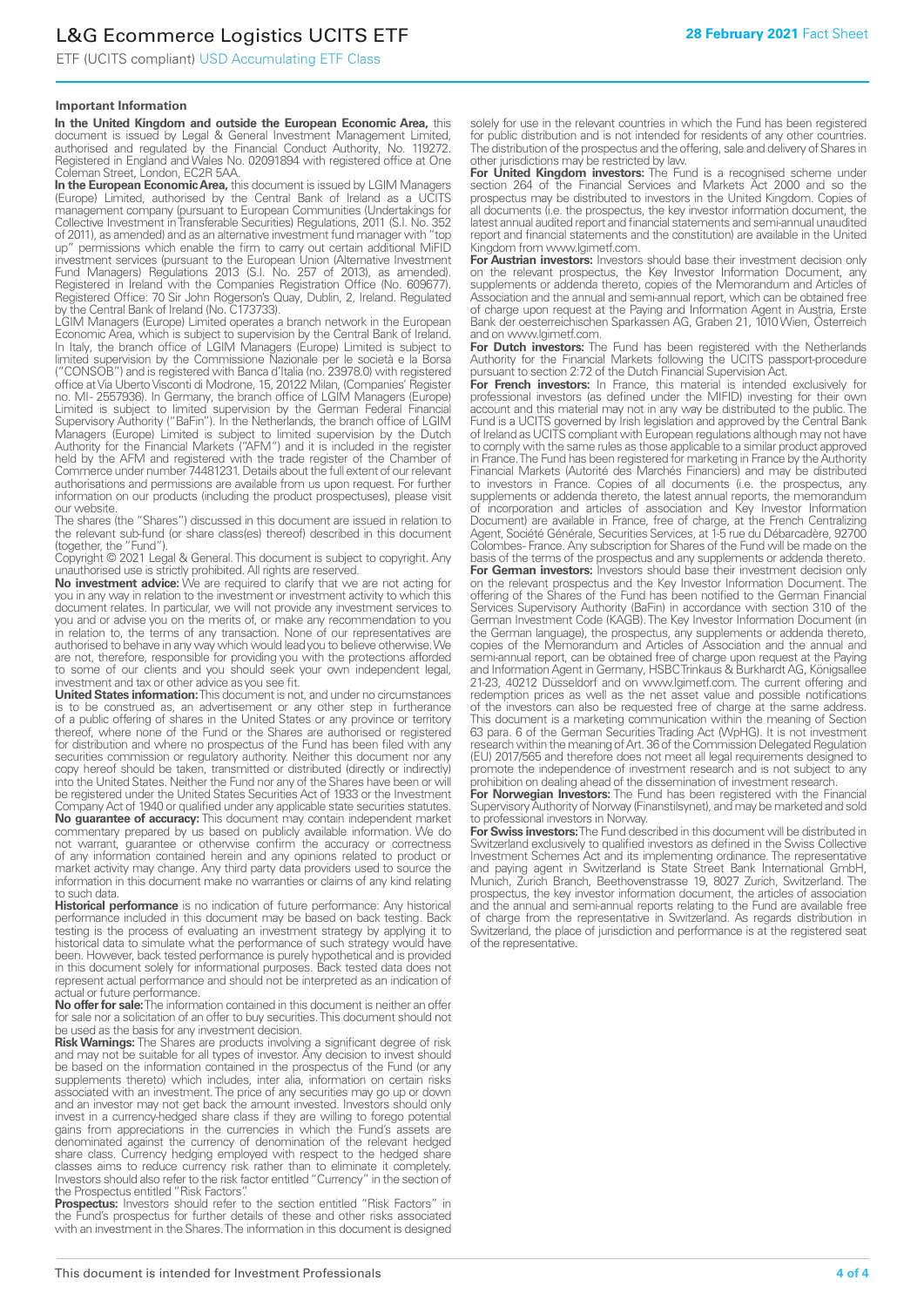### Important Information

**In the United Kingdom and outside the European Economic Area,** this document is issued by Legal & General Investment Management Limited, authorised and regulated by the Financial Conduct Authority, No. 119272. Registered in England and Wales No. 02091894 with registered office at One Coleman Street, London, EC2R 5AA.

**In the European Economic Area,** this document is issued by LGIM Managers (Europe) Limited, authorised by the Central Bank of Ireland as a UCITS management company (pursuant to European Communities (Undertakings for Collective Investment in Transferable Securities) Regulations, 2011 (S.I. No. 352 of 2011), as amended) and as an alternative investment fund manager with "top up" permissions which enable the firm to carry out certain additional MiFID investment services (pursuant to the European Union (Alternative Investment Fund Managers) Regulations 2013 (S.I. No. 257 of 2013), as amended). Registered in Ireland with the Companies Registration Office (No. 609677). Registered Office: 70 Sir John Rogerson's Quay, Dublin, 2, Ireland. Regulated by the Central Bank of Ireland (No. C173733).

LGIM Managers (Europe) Limited operates a branch network in the European Economic Area, which is subject to supervision by the Central Bank of Ireland. In Italy, the branch office of LGIM Managers (Europe) Limited is subject to limited supervision by the Commissione Nazionale per le società e la Borsa ("CONSOB") and is registered with Banca d'Italia (no. 23978.0) with registered office at Via Uberto Visconti di Modrone, 15, 20122 Milan, (Companies' Register no. MI - 2557936). In Germany, the branch office of LGIM Managers (Europe) Limited is subject to limited supervision by the German Federal Financial Supervisory Authority ("BaFin"). In the Netherlands, the branch office of LGIM Managers (Europe) Limited is subject to limited supervision by the Dutch Authority for the Financial Markets ("AFM") and it is included in the register held by the AFM and registered with the trade register of the Chamber of Commerce under number 74481231. Details about the full extent of our relevant authorisations and permissions are available from us upon request. For further information on our products (including the product prospectuses), please visit our website.

The shares (the "Shares") discussed in this document are issued in relation to the relevant sub-fund (or share class(es) thereof) described in this document (together, the "Fund").

Copyright © 2021 Legal & General. This document is subject to copyright. Any unauthorised use is strictly prohibited. All rights are reserved.

**No investment advice:** We are required to clarify that we are not acting for you in any way in relation to the investment or investment activity to which this document relates. In particular, we will not provide any investment services to you and or advise you on the merits of, or make any recommendation to you in relation to, the terms of any transaction. None of our representatives are authorised to behave in any way which would lead you to believe otherwise. We are not, therefore, responsible for providing you with the protections afforded to some of our clients and you should seek your own independent legal, investment and tax or other advice as you see fit.

**United States information:** This document is not, and under no circumstances is to be construed as, an advertisement or any other step in furtherance of a public offering of shares in the United States or any province or territory thereof, where none of the Fund or the Shares are authorised or registered for distribution and where no prospectus of the Fund has been filed with any securities commission or regulatory authority. Neither this document nor any copy hereof should be taken, transmitted or distributed (directly or indirectly) into the United States. Neither the Fund nor any of the Shares have been or will be registered under the United States Securities Act of 1933 or the Investment Company Act of 1940 or qualified under any applicable state securities statutes.

**No guarantee of accuracy:** This document may contain independent market commentary prepared by us based on publicly available information. We do not warrant, guarantee or otherwise confirm the accuracy or correctness of any information contained herein and any opinions related to product or market activity may change. Any third party data providers used to source the information in this document make no warranties or claims of any kind relating to such data.

**Historical performance** is no indication of future performance: Any historical performance included in this document may be based on back testing. Back testing is the process of evaluating an investment strategy by applying it to historical data to simulate what the performance of such strategy would have been. However, back tested performance is purely hypothetical and is provided in this document solely for informational purposes. Back tested data does not represent actual performance and should not be interpreted as an indication of actual or future performance.

**No offer for sale:** The information contained in this document is neither an offer for sale nor a solicitation of an offer to buy securities. This document should not be used as the basis for any investment decision.

**Risk Warnings:** The Shares are products involving a significant degree of risk and may not be suitable for all types of investor. Any decision to invest should be based on the information contained in the prospectus of the Fund (or any supplements thereto) which includes, inter alia, information on certain risks associated with an investment. The price of any securities may go up or down and an investor may not get back the amount invested. Investors should only invest in a currency-hedged share class if they are willing to forego potential gains from appreciations in the currencies in which the Fund's assets are denominated against the currency of denomination of the relevant hedged share class. Currency hedging employed with respect to the hedged share classes aims to reduce currency risk rather than to eliminate it completely. Investors should also refer to the risk factor entitled "Currency" in the section of the Prospectus entitled "Risk Factors".

**Prospectus:** Investors should refer to the section entitled "Risk Factors" in the Fund's prospectus for further details of these and other risks associated with an investment in the Shares. The information in this document is designed solely for use in the relevant countries in which the Fund has been registered for public distribution and is not intended for residents of any other countries. The distribution of the prospectus and the offering, sale and delivery of Shares in other jurisdictions may be restricted by law.

**For United Kingdom investors:** The Fund is a recognised scheme under section 264 of the Financial Services and Markets Act 2000 and so the prospectus may be distributed to investors in the United Kingdom. Copies of all documents (i.e. the prospectus, the key investor information document, the latest annual audited report and financial statements and semi-annual unaudited report and financial statements and the constitution) are available in the United Kingdom from www.lgimetf.com.

**For Austrian investors:** Investors should base their investment decision only on the relevant prospectus, the Key Investor Information Document, any supplements or addenda thereto, copies of the Memorandum and Articles of Association and the annual and semi-annual report, which can be obtained free of charge upon request at the Paying and Information Agent in Austria, Erste Bank der oesterreichischen Sparkassen AG, Graben 21, 1010 Wien, Österreich and on www.lgimetf.com.

**For Dutch investors:** The Fund has been registered with the Netherlands Authority for the Financial Markets following the UCITS passport-procedure pursuant to section 2:72 of the Dutch Financial Supervision Act.

**For French investors:** In France, this material is intended exclusively for professional investors (as defined under the MIFID) investing for their own account and this material may not in any way be distributed to the public. The Fund is a UCITS governed by Irish legislation and approved by the Central Bank of Ireland as UCITS compliant with European regulations although may not have to comply with the same rules as those applicable to a similar product approved in France. The Fund has been registered for marketing in France by the Authority Financial Markets (Autorité des Marchés Financiers) and may be distributed to investors in France. Copies of all documents (i.e. the prospectus, any supplements or addenda thereto, the latest annual reports, the memorandum of incorporation and articles of association and Key Investor Information Document) are available in France, free of charge, at the French Centralizing Agent, Société Générale, Securities Services, at 1-5 rue du Débarcadère, 92700 Colombes- France. Any subscription for Shares of the Fund will be made on the basis of the terms of the prospectus and any supplements or addenda thereto.

**For German investors:** Investors should base their investment decision only on the relevant prospectus and the Key Investor Information Document. The offering of the Shares of the Fund has been notified to the German Financial Services Supervisory Authority (BaFin) in accordance with section 310 of the German Investment Code (KAGB). The Key Investor Information Document (in the German language), the prospectus, any supplements or addenda thereto, copies of the Memorandum and Articles of Association and the annual and semi-annual report, can be obtained free of charge upon request at the Paying and Information Agent in Germany, HSBC Trinkaus & Burkhardt AG, Königsallee 21-23, 40212 Düsseldorf and on www.lgimetf.com. The current offering and redemption prices as well as the net asset value and possible notifications of the investors can also be requested free of charge at the same address. This document is a marketing communication within the meaning of Section 63 para. 6 of the German Securities Trading Act (WpHG). It is not investment research within the meaning of Art. 36 of the Commission Delegated Regulation (EU) 2017/565 and therefore does not meet all legal requirements designed to promote the independence of investment research and is not subject to any prohibition on dealing ahead of the dissemination of investment research.

**For Norwegian Investors:** The Fund has been registered with the Financial Supervisory Authority of Norway (Finanstilsynet), and may be marketed and sold to professional investors in Norway.

**For Swiss investors:** The Fund described in this document will be distributed in Switzerland exclusively to qualified investors as defined in the Swiss Collective Investment Schemes Act and its implementing ordinance. The representative and paying agent in Switzerland is State Street Bank International GmbH, Munich, Zurich Branch, Beethovenstrasse 19, 8027 Zurich, Switzerland. The prospectus, the key investor information document, the articles of association and the annual and semi-annual reports relating to the Fund are available free of charge from the representative in Switzerland. As regards distribution in Switzerland, the place of jurisdiction and performance is at the registered seat of the representative.